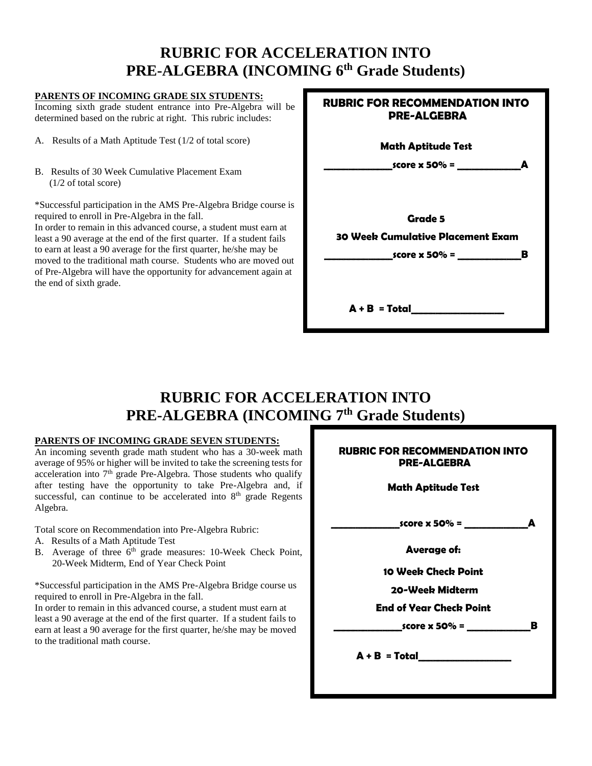# RUBRIC FOR ACCELERATION INTO PRE-ALGEBRA (INCOMING 6th Grade Students)

**PARENTS OF INCOMING GRADE SIX STUDENTS:**
Incoming sixth grade student entrance into Pre-Algebra will be determined based on the rubric at right. This rubric includes:

A. Results of a Math Aptitude Test (1/2 of total score)

B. Results of 30 Week Cumulative Placement Exam (1/2 of total score)

*Successful participation in the AMS Pre-Algebra Bridge course is required to enroll in Pre-Algebra in the fall.
In order to remain in this advanced course, a student must earn at least a 90 average at the end of the first quarter. If a student fails to earn at least a 90 average for the first quarter, he/she may be moved to the traditional math course. Students who are moved out of Pre-Algebra will have the opportunity for advancement again at the end of sixth grade.

**RUBRIC FOR RECOMMENDATION INTO PRE-ALGEBRA**

**Math Aptitude Test**

**_____________score x 50% = ____________A**

**Grade 5**

**30 Week Cumulative Placement Exam**

**_____________score x 50% = ____________B**

**A + B = Total_________________**

# RUBRIC FOR ACCELERATION INTO PRE-ALGEBRA (INCOMING 7th Grade Students)

**PARENTS OF INCOMING GRADE SEVEN STUDENTS:**
An incoming seventh grade math student who has a 30-week math average of 95% or higher will be invited to take the screening tests for acceleration into 7th grade Pre-Algebra. Those students who qualify after testing have the opportunity to take Pre-Algebra and, if successful, can continue to be accelerated into 8th grade Regents Algebra.

Total score on Recommendation into Pre-Algebra Rubric:
A. Results of a Math Aptitude Test
B. Average of three 6th grade measures: 10-Week Check Point, 20-Week Midterm, End of Year Check Point

*Successful participation in the AMS Pre-Algebra Bridge course us required to enroll in Pre-Algebra in the fall.
In order to remain in this advanced course, a student must earn at least a 90 average at the end of the first quarter. If a student fails to earn at least a 90 average for the first quarter, he/she may be moved to the traditional math course.

**RUBRIC FOR RECOMMENDATION INTO PRE-ALGEBRA**

**Math Aptitude Test**

**_____________score x 50% = ____________A**

**Average of:**

**10 Week Check Point**

**20-Week Midterm**

**End of Year Check Point**

**_____________score x 50% = ____________B**

**A + B = Total_________________**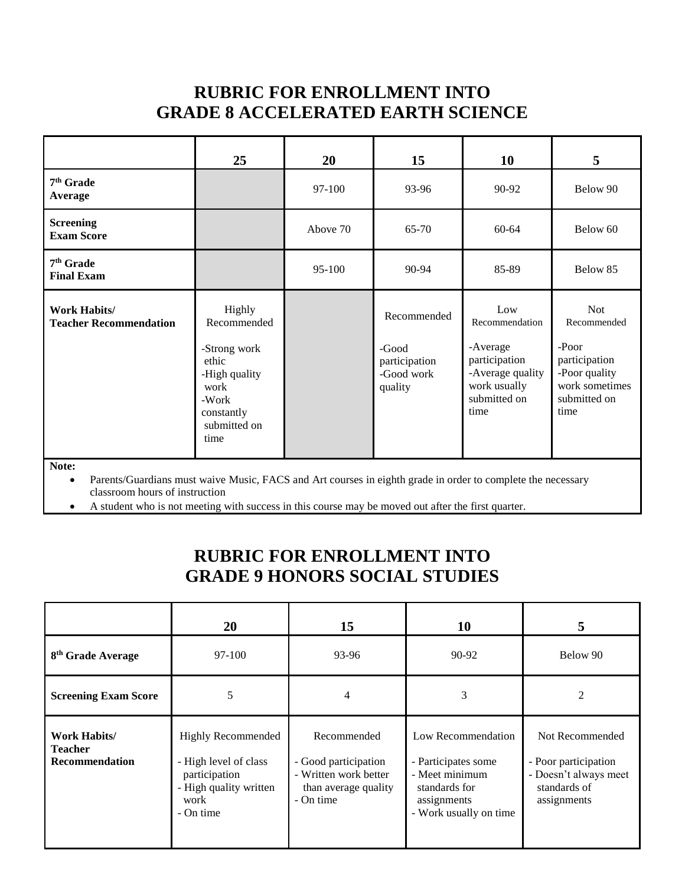# RUBRIC FOR ENROLLMENT INTO GRADE 8 ACCELERATED EARTH SCIENCE

| | 25 | 20 | 15 | 10 | 5 |
|---|---|---|---|---|---|
| **7th Grade Average** | | 97-100 | 93-96 | 90-92 | Below 90 |
| **Screening Exam Score** | | Above 70 | 65-70 | 60-64 | Below 60 |
| **7th Grade Final Exam** | | 95-100 | 90-94 | 85-89 | Below 85 |
| **Work Habits/ Teacher Recommendation** | Highly Recommended<br>-Strong work ethic<br>-High quality work<br>-Work constantly submitted on time | | Recommended<br>-Good participation<br>-Good work quality | Low Recommendation<br>-Average participation<br>-Average quality work usually submitted on time | Not Recommended<br>-Poor participation<br>-Poor quality work sometimes submitted on time |

**Note:**

- Parents/Guardians must waive Music, FACS and Art courses in eighth grade in order to complete the necessary classroom hours of instruction
- A student who is not meeting with success in this course may be moved out after the first quarter.

# RUBRIC FOR ENROLLMENT INTO GRADE 9 HONORS SOCIAL STUDIES

| | 20 | 15 | 10 | 5 |
|---|---|---|---|---|
| **8th Grade Average** | 97-100 | 93-96 | 90-92 | Below 90 |
| **Screening Exam Score** | 5 | 4 | 3 | 2 |
| **Work Habits/ Teacher Recommendation** | Highly Recommended<br>- High level of class participation<br>- High quality written work<br>- On time | Recommended<br>- Good participation<br>- Written work better than average quality<br>- On time | Low Recommendation<br>- Participates some<br>- Meet minimum standards for assignments<br>- Work usually on time | Not Recommended<br>- Poor participation<br>- Doesn't always meet standards of assignments |